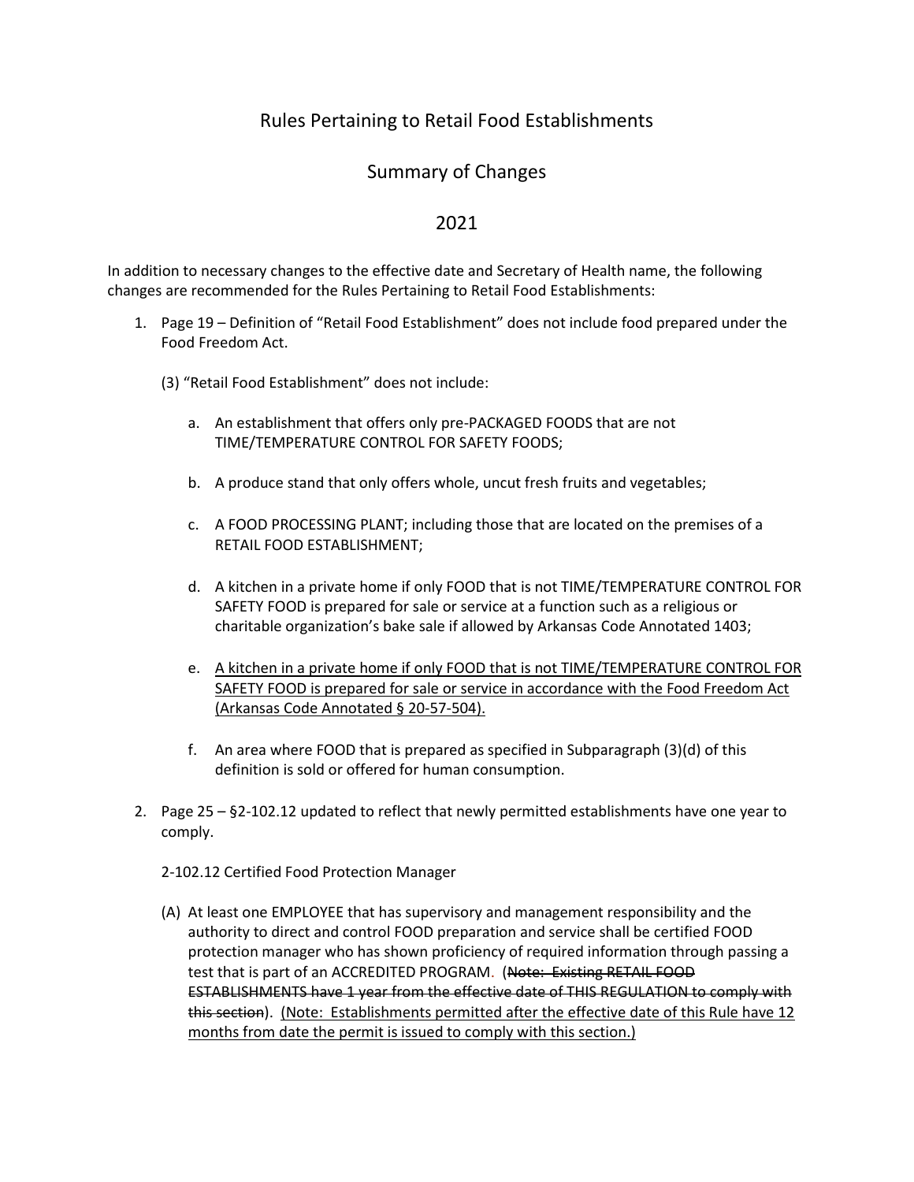# Rules Pertaining to Retail Food Establishments

## Summary of Changes

## 2021

In addition to necessary changes to the effective date and Secretary of Health name, the following changes are recommended for the Rules Pertaining to Retail Food Establishments:

1. Page 19 – Definition of "Retail Food Establishment" does not include food prepared under the Food Freedom Act.

   (3) "Retail Food Establishment" does not include:

   a. An establishment that offers only pre-PACKAGED FOODS that are not TIME/TEMPERATURE CONTROL FOR SAFETY FOODS;

   b. A produce stand that only offers whole, uncut fresh fruits and vegetables;

   c. A FOOD PROCESSING PLANT; including those that are located on the premises of a RETAIL FOOD ESTABLISHMENT;

   d. A kitchen in a private home if only FOOD that is not TIME/TEMPERATURE CONTROL FOR SAFETY FOOD is prepared for sale or service at a function such as a religious or charitable organization's bake sale if allowed by Arkansas Code Annotated 1403;

   e. <u>A kitchen in a private home if only FOOD that is not TIME/TEMPERATURE CONTROL FOR SAFETY FOOD is prepared for sale or service in accordance with the Food Freedom Act (Arkansas Code Annotated § 20-57-504).</u>

   f. An area where FOOD that is prepared as specified in Subparagraph (3)(d) of this definition is sold or offered for human consumption.

2. Page 25 – §2-102.12 updated to reflect that newly permitted establishments have one year to comply.

   2-102.12 Certified Food Protection Manager

   (A) At least one EMPLOYEE that has supervisory and management responsibility and the authority to direct and control FOOD preparation and service shall be certified FOOD protection manager who has shown proficiency of required information through passing a test that is part of an ACCREDITED PROGRAM. (~~Note: Existing RETAIL FOOD ESTABLISHMENTS have 1 year from the effective date of THIS REGULATION to comply with this section~~). <u>(Note: Establishments permitted after the effective date of this Rule have 12 months from date the permit is issued to comply with this section.)</u>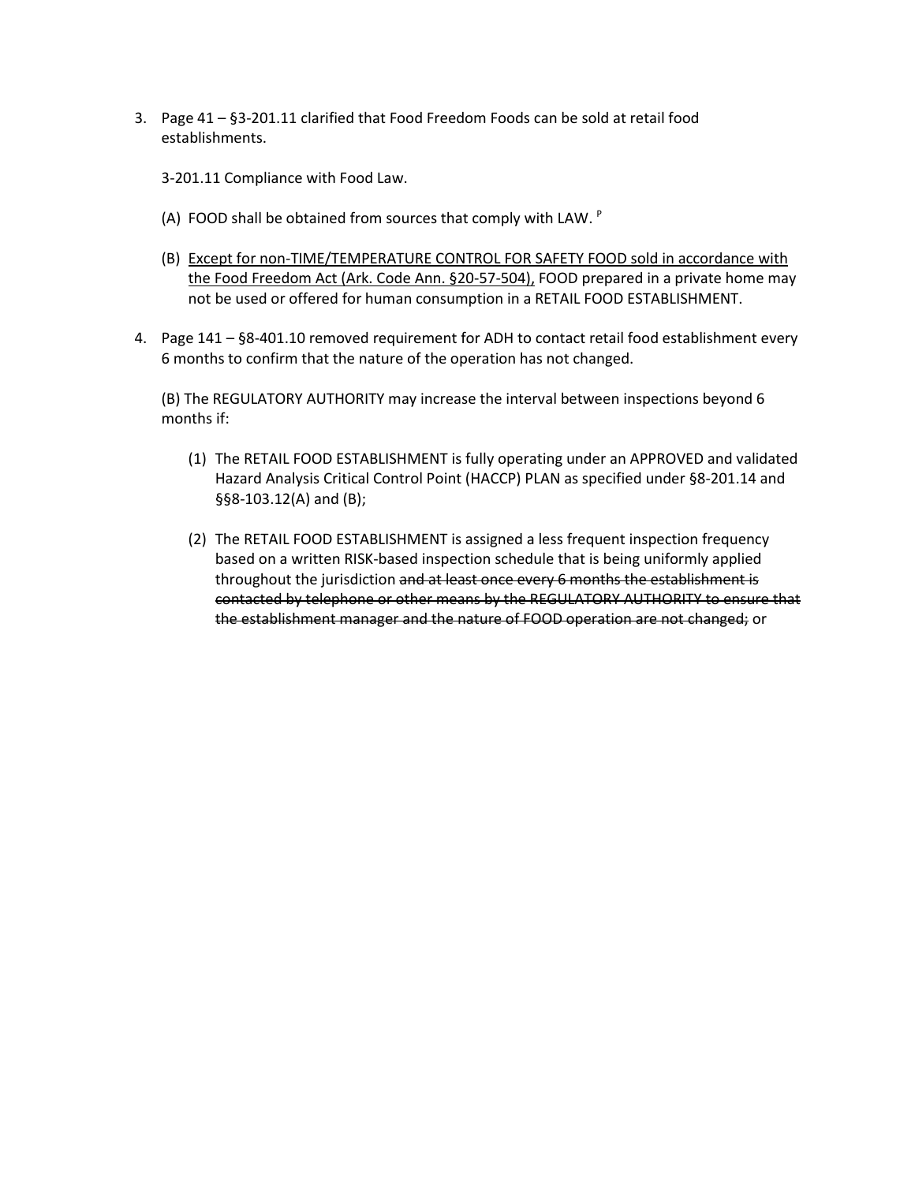3. Page 41 – §3-201.11 clarified that Food Freedom Foods can be sold at retail food establishments.

   3-201.11 Compliance with Food Law.

   (A) FOOD shall be obtained from sources that comply with LAW. [P]

   (B) <u>Except for non-TIME/TEMPERATURE CONTROL FOR SAFETY FOOD sold in accordance with the Food Freedom Act (Ark. Code Ann. §20-57-504),</u> FOOD prepared in a private home may not be used or offered for human consumption in a RETAIL FOOD ESTABLISHMENT.

4. Page 141 – §8-401.10 removed requirement for ADH to contact retail food establishment every 6 months to confirm that the nature of the operation has not changed.

   (B) The REGULATORY AUTHORITY may increase the interval between inspections beyond 6 months if:

   (1) The RETAIL FOOD ESTABLISHMENT is fully operating under an APPROVED and validated Hazard Analysis Critical Control Point (HACCP) PLAN as specified under §8-201.14 and §§8-103.12(A) and (B);

   (2) The RETAIL FOOD ESTABLISHMENT is assigned a less frequent inspection frequency based on a written RISK-based inspection schedule that is being uniformly applied throughout the jurisdiction ~~and at least once every 6 months the establishment is contacted by telephone or other means by the REGULATORY AUTHORITY to ensure that the establishment manager and the nature of FOOD operation are not changed;~~ or